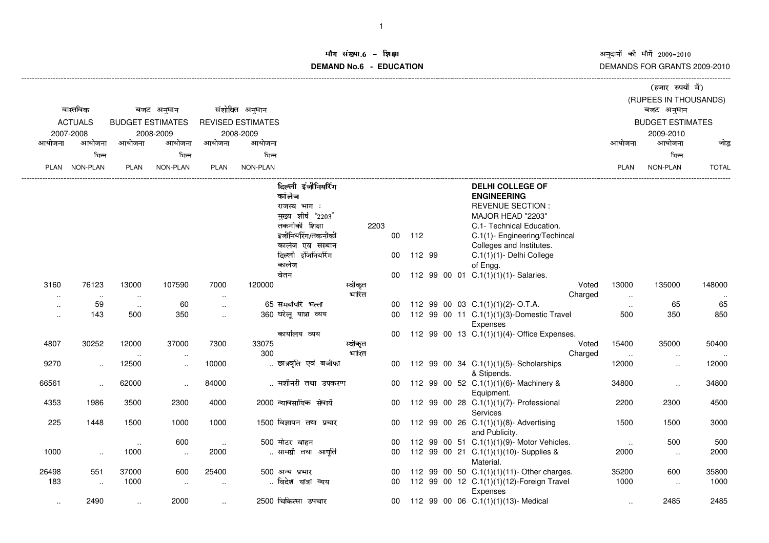# मॉंग संख्या.6 – शिक्षा

# DEMAND No.6 - EDUCATION

अनुदानों की मॉंगें 2009-2010

DEMANDS FOR GRANTS 2009-2010

(हजार रुपयों में)

(RUPEES IN THOUSANDS)

| वास्तविक ACTUALS 2007-2008 आयोजना PLAN | आयोजना भिन्न NON-PLAN | बजट अनुमान BUDGET ESTIMATES 2008-2009 आयोजना PLAN | आयोजना भिन्न NON-PLAN | संशोधित अनुमान REVISED ESTIMATES 2008-2009 आयोजना PLAN | आयोजना भिन्न NON-PLAN | | | | | बजट अनुमान BUDGET ESTIMATES 2009-2010 आयोजना PLAN | आयोजना भिन्न NON-PLAN | जोड़ TOTAL |
|---|---|---|---|---|---|---|---|---|---|---|---|---|
| | | | | | | दिल्ली इंजीनियरिंग कॉलेज | | | **DELHI COLLEGE OF ENGINEERING** | | | |
| | | | | | | राजस्व भाग : | | | REVENUE SECTION : | | | |
| | | | | | | मुख्य शीर्ष "2203" | | | MAJOR HEAD "2203" | | | |
| | | | | | | तकनीकी शिक्षा | | 2203 | C.1- Technical Education. | | | |
| | | | | | | इंजीनियरिंग/तकनीकी कालेज एवं संस्थान | | 00 112 | C.1(1)- Engineering/Techincal Colleges and Institutes. | | | |
| | | | | | | दिल्ली इंजिनियरिंग कालेज | | 00 112 99 | C.1(1)(1)- Delhi College of Engg. | | | |
| | | | | | | वेतन | | 00 112 99 00 01 | C.1(1)(1)(1)- Salaries. | | | |
| 3160 | 76123 | 13000 | 107590 | 7000 | 120000 | | स्वीकृत | | Voted | 13000 | 135000 | 148000 |
| .. | .. | .. | | .. | | | भारित | | Charged | .. | | .. |
| .. | 59 | .. | 60 | .. | 65 | समयोपरि भत्ता | | 00 112 99 00 03 | C.1(1)(1)(2)- O.T.A. | .. | 65 | 65 |
| .. | 143 | 500 | 350 | .. | 360 | घरेलू यात्रा व्यय | | 00 112 99 00 11 | C.1(1)(1)(3)-Domestic Travel Expenses | 500 | 350 | 850 |
| | | | | | | कार्यालय व्यय | | 00 112 99 00 13 | C.1(1)(1)(4)- Office Expenses. | | | |
| 4807 | 30252 | 12000 | 37000 | 7300 | 33075 | | स्वीकृत | | Voted | 15400 | 35000 | 50400 |
| | | .. | .. | | 300 | | भारित | | Charged | .. | .. | .. |
| 9270 | .. | 12500 | .. | 10000 | .. | छात्रवृति एवं बजीफा | | 00 112 99 00 34 | C.1(1)(1)(5)- Scholarships & Stipends. | 12000 | .. | 12000 |
| 66561 | .. | 62000 | .. | 84000 | .. | मशीनरी तथा उपकरण | | 00 112 99 00 52 | C.1(1)(1)(6)- Machinery & Equipment. | 34800 | .. | 34800 |
| 4353 | 1986 | 3500 | 2300 | 4000 | 2000 | व्यावसायिक सेवायें | | 00 112 99 00 28 | C.1(1)(1)(7)- Professional Services | 2200 | 2300 | 4500 |
| 225 | 1448 | 1500 | 1000 | 1000 | 1500 | विज्ञापन तथा प्रचार | | 00 112 99 00 26 | C.1(1)(1)(8)- Advertising and Publicity. | 1500 | 1500 | 3000 |
| | | .. | 600 | .. | 500 | मोटर वाहन | | 00 112 99 00 51 | C.1(1)(1)(9)- Motor Vehicles. | .. | 500 | 500 |
| 1000 | .. | 1000 | .. | 2000 | .. | सामग्री तथा आपूर्ति | | 00 112 99 00 21 | C.1(1)(1)(10)- Supplies & Material. | 2000 | .. | 2000 |
| 26498 | 551 | 37000 | 600 | 25400 | 500 | अन्य प्रभार | | 00 112 99 00 50 | C.1(1)(1)(11)- Other charges. | 35200 | 600 | 35800 |
| 183 | .. | 1000 | .. | .. | .. | विदेश यात्रा व्यय | | 00 112 99 00 12 | C.1(1)(1)(12)-Foreign Travel Expenses | 1000 | .. | 1000 |
| .. | 2490 | .. | 2000 | .. | 2500 | चिकित्सा उपचार | | 00 112 99 00 06 | C.1(1)(1)(13)- Medical | .. | 2485 | 2485 |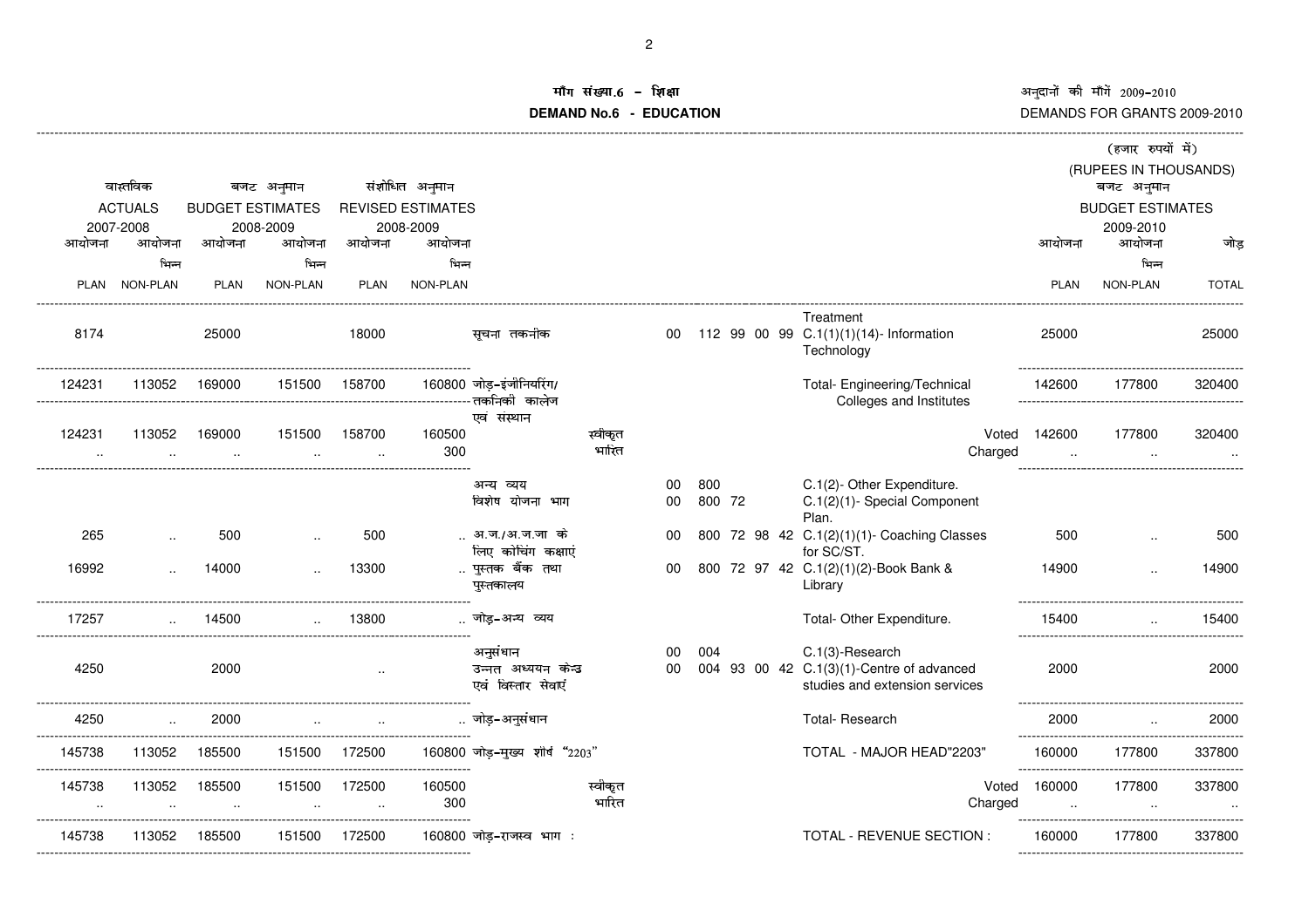# माँग संख्या.6 - शिक्षा
# DEMAND No.6 - EDUCATION

अनुदानों की माँगें 2009-2010
DEMANDS FOR GRANTS 2009-2010

(हजार रुपयों में)
(RUPEES IN THOUSANDS)

| वास्तविक ACTUALS 2007-2008 | | बजट अनुमान BUDGET ESTIMATES 2008-2009 | | संशोधित अनुमान REVISED ESTIMATES 2008-2009 | | | | | बजट अनुमान BUDGET ESTIMATES 2009-2010 | | |
|---|---|---|---|---|---|---|---|---|---|---|---|
| आयोजना PLAN | आयोजना भिन्न NON-PLAN | आयोजना PLAN | आयोजना भिन्न NON-PLAN | आयोजना PLAN | आयोजना भिन्न NON-PLAN | | | | आयोजना PLAN | आयोजना भिन्न NON-PLAN | जोड़ TOTAL |
| | | | | | | | | Treatment | | | |
| 8174 | | 25000 | | 18000 | | सूचना तकनीक | 00 112 99 00 99 | C.1(1)(1)(14)- Information Technology | 25000 | | 25000 |
| 124231 | 113052 | 169000 | 151500 | 158700 | 160800 | जोड़-इंजीनियरिंग/ तकनिकी कालेज एवं संस्थान | | Total- Engineering/Technical Colleges and Institutes | 142600 | 177800 | 320400 |
| 124231 | 113052 | 169000 | 151500 | 158700 | 160500 | स्वीकृत | | Voted | 142600 | 177800 | 320400 |
| .. | .. | .. | .. | .. | 300 | भारित | | Charged | .. | .. | .. |
| | | | | | | अन्य व्यय | 00 800 | C.1(2)- Other Expenditure. | | | |
| | | | | | | विशेष योजना भाग | 00 800 72 | C.1(2)(1)- Special Component Plan. | | | |
| 265 | .. | 500 | .. | 500 | .. | अ.ज./अ.ज.जा के लिए कोचिंग कक्षाएं | 00 800 72 98 42 | C.1(2)(1)(1)- Coaching Classes for SC/ST. | 500 | .. | 500 |
| 16992 | .. | 14000 | .. | 13300 | .. | पुस्तक बैंक तथा पुस्तकालय | 00 800 72 97 42 | C.1(2)(1)(2)-Book Bank & Library | 14900 | .. | 14900 |
| 17257 | .. | 14500 | .. | 13800 | .. | जोड़-अन्य व्यय | | Total- Other Expenditure. | 15400 | .. | 15400 |
| | | | | | | अनुसंधान | 00 004 | C.1(3)-Research | | | |
| 4250 | | 2000 | | .. | | उन्नत अध्ययन केन्द्र एवं विस्तार सेवाएं | 00 004 93 00 42 | C.1(3)(1)-Centre of advanced studies and extension services | 2000 | | 2000 |
| 4250 | .. | 2000 | .. | .. | .. | जोड़-अनुसंधान | | Total- Research | 2000 | .. | 2000 |
| 145738 | 113052 | 185500 | 151500 | 172500 | 160800 | जोड़-मुख्य शीर्ष "2203" | | TOTAL - MAJOR HEAD"2203" | 160000 | 177800 | 337800 |
| 145738 | 113052 | 185500 | 151500 | 172500 | 160500 | स्वीकृत | | Voted | 160000 | 177800 | 337800 |
| .. | .. | .. | .. | .. | 300 | भारित | | Charged | .. | .. | .. |
| 145738 | 113052 | 185500 | 151500 | 172500 | 160800 | जोड़-राजस्व भाग : | | TOTAL - REVENUE SECTION : | 160000 | 177800 | 337800 |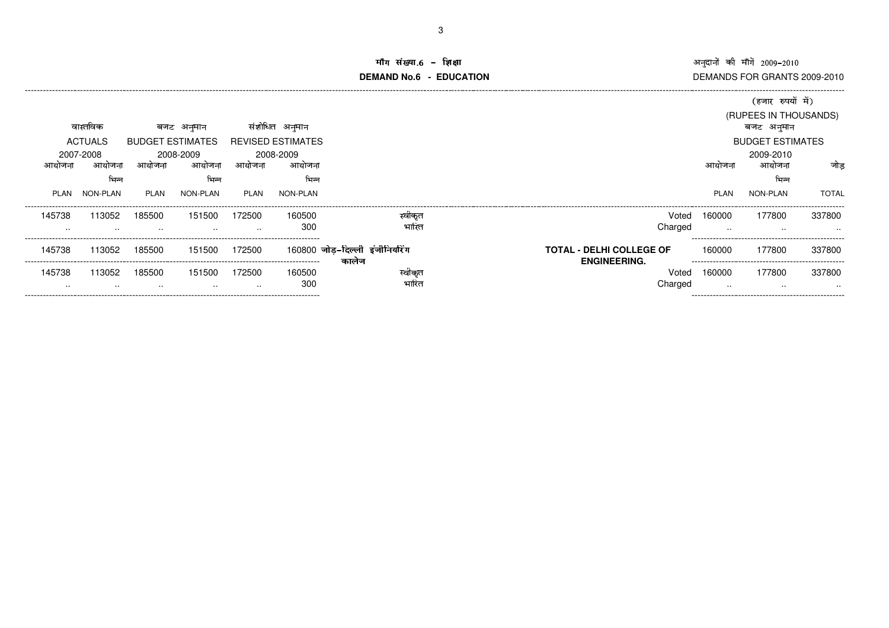**माँग संख्या.6 - शिक्षा**

**DEMAND No.6 - EDUCATION**

अनुदानों की माँगें 2009-2010

DEMANDS FOR GRANTS 2009-2010

(हजार रुपयों में)

(RUPEES IN THOUSANDS)

| वास्तविक ACTUALS 2007-2008 | | बजट अनुमान BUDGET ESTIMATES 2008-2009 | | संशोधित अनुमान REVISED ESTIMATES 2008-2009 | | | | बजट अनुमान BUDGET ESTIMATES 2009-2010 | | |
|---|---|---|---|---|---|---|---|---|---|---|
| आयोजना PLAN | आयोजना भिन्न NON-PLAN | आयोजना PLAN | आयोजना भिन्न NON-PLAN | आयोजना PLAN | आयोजना भिन्न NON-PLAN | | | आयोजना PLAN | आयोजना भिन्न NON-PLAN | जोड़ TOTAL |
| 145738 | 113052 | 185500 | 151500 | 172500 | 160500 | स्वीकृत | Voted | 160000 | 177800 | 337800 |
| .. | .. | .. | .. | .. | 300 | भारित | Charged | .. | .. | .. |
| 145738 | 113052 | 185500 | 151500 | 172500 | 160800 | **जोड़-दिल्ली इंजीनियरिंग कालेज** | **TOTAL - DELHI COLLEGE OF ENGINEERING.** | 160000 | 177800 | 337800 |
| 145738 | 113052 | 185500 | 151500 | 172500 | 160500 | स्वीकृत | Voted | 160000 | 177800 | 337800 |
| .. | .. | .. | .. | .. | 300 | भारित | Charged | .. | .. | .. |